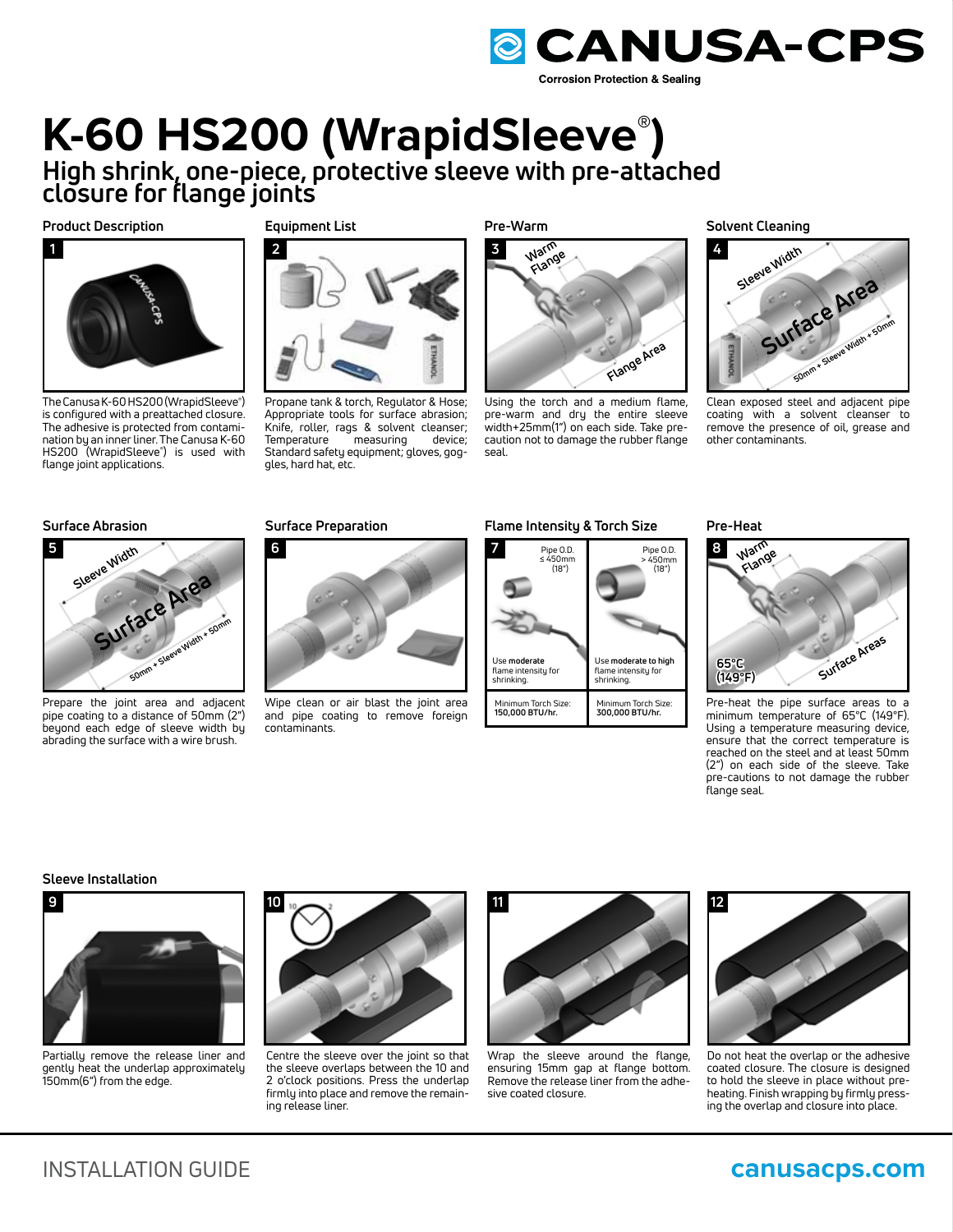CANUSA-CPS

Corrosion Protection & Sealing

# K-60 HS200 (WrapidSleeve®)

## High shrink, one-piece, protective sleeve with pre-attached closure for flange joints

### Product Description

1

The Canusa K-60 HS200 (WrapidSleeve®) is configured with a preattached closure. The adhesive is protected from contamination by an inner liner. The Canusa K-60 HS200 (WrapidSleeve®) is used with flange joint applications.

### Equipment List

2

Propane tank & torch, Regulator & Hose; Appropriate tools for surface abrasion; Knife, roller, rags & solvent cleanser; Temperature measuring device; Standard safety equipment; gloves, goggles, hard hat, etc.

### Pre-Warm

3

Warm Flange

Flange Area

Using the torch and a medium flame, pre-warm and dry the entire sleeve width+25mm(1") on each side. Take precaution not to damage the rubber flange seal.

### Solvent Cleaning

4

Sleeve Width

Surface Area

50mm + Sleeve Width + 50mm

Clean exposed steel and adjacent pipe coating with a solvent cleanser to remove the presence of oil, grease and other contaminants.

### Surface Abrasion

5

Sleeve Width

Surface Area

50mm + Sleeve Width + 50mm

Prepare the joint area and adjacent pipe coating to a distance of 50mm (2") beyond each edge of sleeve width by abrading the surface with a wire brush.

### Surface Preparation

6

Wipe clean or air blast the joint area and pipe coating to remove foreign contaminants.

### Flame Intensity & Torch Size

7

| Pipe O.D. ≤ 450mm (18") | Pipe O.D. > 450mm (18") |
|---|---|
| Use **moderate** flame intensity for shrinking. | Use **moderate to high** flame intensity for shrinking. |
| Minimum Torch Size: **150,000 BTU/hr.** | Minimum Torch Size: **300,000 BTU/hr.** |

### Pre-Heat

8

Warm Flange

65°C (149°F)

Surface Areas

Pre-heat the pipe surface areas to a minimum temperature of 65°C (149°F). Using a temperature measuring device, ensure that the correct temperature is reached on the steel and at least 50mm (2") on each side of the sleeve. Take pre-cautions to not damage the rubber flange seal.

### Sleeve Installation

9

Partially remove the release liner and gently heat the underlap approximately 150mm(6") from the edge.

10

Centre the sleeve over the joint so that the sleeve overlaps between the 10 and 2 o'clock positions. Press the underlap firmly into place and remove the remaining release liner.

11

Wrap the sleeve around the flange, ensuring 15mm gap at flange bottom. Remove the release liner from the adhesive coated closure.

12

Do not heat the overlap or the adhesive coated closure. The closure is designed to hold the sleeve in place without preheating. Finish wrapping by firmly pressing the overlap and closure into place.

INSTALLATION GUIDE

canusacps.com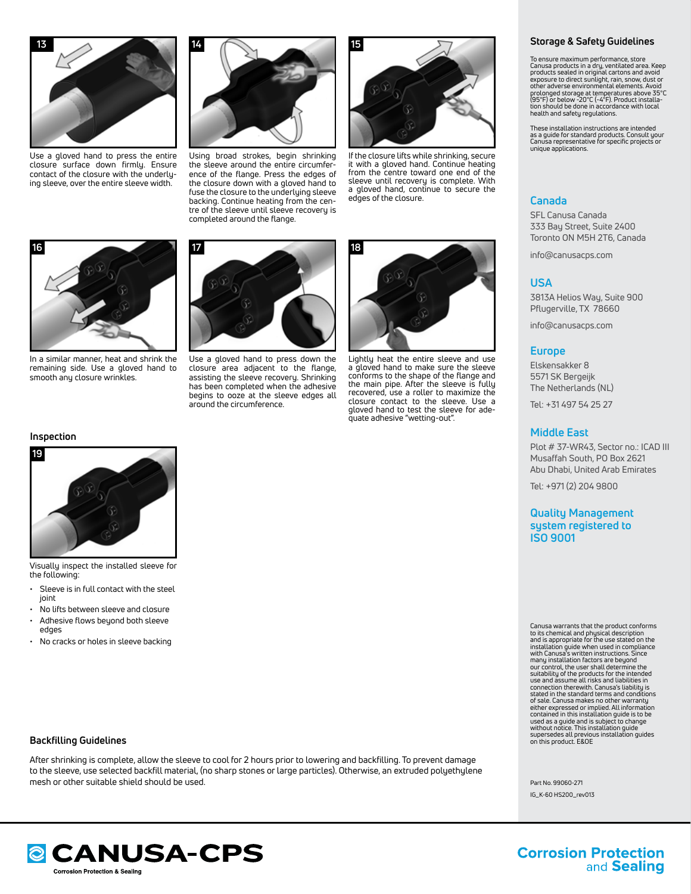13

Use a gloved hand to press the entire closure surface down firmly. Ensure contact of the closure with the underlying sleeve, over the entire sleeve width.

14

Using broad strokes, begin shrinking the sleeve around the entire circumference of the flange. Press the edges of the closure down with a gloved hand to fuse the closure to the underlying sleeve backing. Continue heating from the centre of the sleeve until sleeve recovery is completed around the flange.

15

If the closure lifts while shrinking, secure it with a gloved hand. Continue heating from the centre toward one end of the sleeve until recovery is complete. With a gloved hand, continue to secure the edges of the closure.

16

In a similar manner, heat and shrink the remaining side. Use a gloved hand to smooth any closure wrinkles.

17

Use a gloved hand to press down the closure area adjacent to the flange, assisting the sleeve recovery. Shrinking has been completed when the adhesive begins to ooze at the sleeve edges all around the circumference.

18

Lightly heat the entire sleeve and use a gloved hand to make sure the sleeve conforms to the shape of the flange and the main pipe. After the sleeve is fully recovered, use a roller to maximize the closure contact to the sleeve. Use a gloved hand to test the sleeve for adequate adhesive "wetting-out".

## Inspection

19

Visually inspect the installed sleeve for the following:

- Sleeve is in full contact with the steel joint
- No lifts between sleeve and closure
- Adhesive flows beyond both sleeve edges
- No cracks or holes in sleeve backing

## Backfilling Guidelines

After shrinking is complete, allow the sleeve to cool for 2 hours prior to lowering and backfilling. To prevent damage to the sleeve, use selected backfill material, (no sharp stones or large particles). Otherwise, an extruded polyethylene mesh or other suitable shield should be used.

## Storage & Safety Guidelines

To ensure maximum performance, store Canusa products in a dry, ventilated area. Keep products sealed in original cartons and avoid exposure to direct sunlight, rain, snow, dust or other adverse environmental elements. Avoid prolonged storage at temperatures above 35°C (95°F) or below -20°C (-4°F). Product installation should be done in accordance with local health and safety regulations.

These installation instructions are intended as a guide for standard products. Consult your Canusa representative for specific projects or unique applications.

### Canada

SFL Canusa Canada
333 Bay Street, Suite 2400
Toronto ON M5H 2T6, Canada

info@canusacps.com

### USA

3813A Helios Way, Suite 900
Pflugerville, TX 78660

info@canusacps.com

### Europe

Elskensakker 8
5571 SK Bergeijk
The Netherlands (NL)

Tel: +31 497 54 25 27

### Middle East

Plot # 37-WR43, Sector no.: ICAD III
Musaffah South, PO Box 2621
Abu Dhabi, United Arab Emirates

Tel: +971 (2) 204 9800

**Quality Management system registered to ISO 9001**

Canusa warrants that the product conforms to its chemical and physical description and is appropriate for the use stated on the installation guide when used in compliance with Canusa's written instructions. Since many installation factors are beyond our control, the user shall determine the suitability of the products for the intended use and assume all risks and liabilities in connection therewith. Canusa's liability is stated in the standard terms and conditions of sale. Canusa makes no other warranty either expressed or implied. All information contained in this installation guide is to be used as a guide and is subject to change without notice. This installation guide supersedes all previous installation guides on this product. E&OE

Part No. 99060-271
IG_K-60 HS200_rev013

CANUSA-CPS
Corrosion Protection & Sealing

Corrosion Protection and Sealing